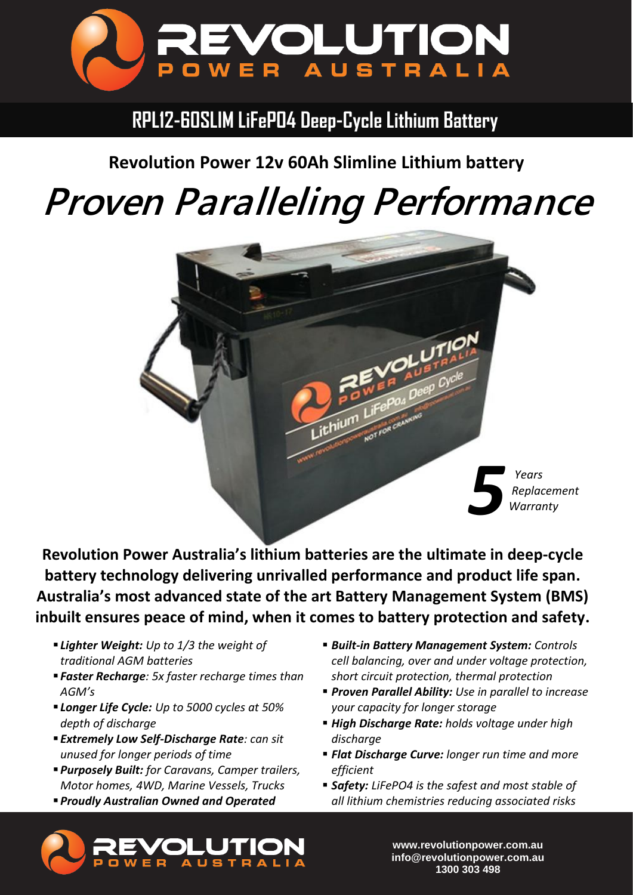# REVOLUTION POWER AUSTRALIA

## RPL12-60SLIM LiFePO4 Deep-Cycle Lithium Battery

**Revolution Power 12v 60Ah Slimline Lithium battery**

# *Proven Paralleling Performance*

*5 Years Replacement Warranty*

**Revolution Power Australia's lithium batteries are the ultimate in deep-cycle battery technology delivering unrivalled performance and product life span. Australia's most advanced state of the art Battery Management System (BMS) inbuilt ensures peace of mind, when it comes to battery protection and safety.**

- ***Lighter Weight:*** *Up to 1/3 the weight of traditional AGM batteries*
- ***Faster Recharge****: 5x faster recharge times than AGM's*
- ***Longer Life Cycle:*** *Up to 5000 cycles at 50% depth of discharge*
- ***Extremely Low Self-Discharge Rate****: can sit unused for longer periods of time*
- ***Purposely Built:*** *for Caravans, Camper trailers, Motor homes, 4WD, Marine Vessels, Trucks*
- ***Proudly Australian Owned and Operated***
- ***Built-in Battery Management System:*** *Controls cell balancing, over and under voltage protection, short circuit protection, thermal protection*
- ***Proven Parallel Ability:*** *Use in parallel to increase your capacity for longer storage*
- ***High Discharge Rate:*** *holds voltage under high discharge*
- ***Flat Discharge Curve:*** *longer run time and more efficient*
- ***Safety:*** *LiFePO4 is the safest and most stable of all lithium chemistries reducing associated risks*

**REVOLUTION POWER AUSTRALIA**

**www.revolutionpower.com.au**
**info@revolutionpower.com.au**
**1300 303 498**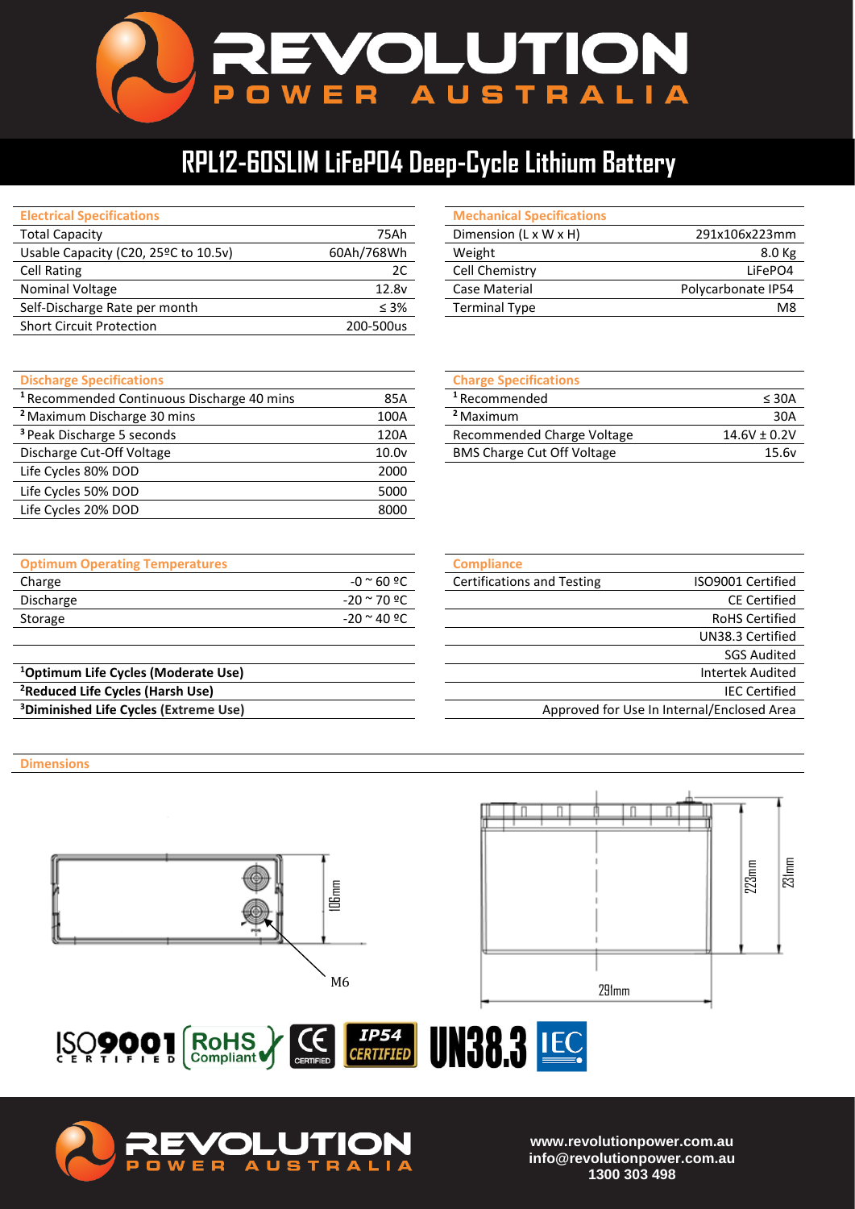# RPL12-60SLIM LiFePO4 Deep-Cycle Lithium Battery

| Electrical Specifications | |
|---|---|
| Total Capacity | 75Ah |
| Usable Capacity (C20, 25ºC to 10.5v) | 60Ah/768Wh |
| Cell Rating | 2C |
| Nominal Voltage | 12.8v |
| Self-Discharge Rate per month | ≤ 3% |
| Short Circuit Protection | 200-500us |

| Mechanical Specifications | |
|---|---|
| Dimension (L x W x H) | 291x106x223mm |
| Weight | 8.0 Kg |
| Cell Chemistry | LiFePO4 |
| Case Material | Polycarbonate IP54 |
| Terminal Type | M8 |

| Discharge Specifications | |
|---|---|
| [1] Recommended Continuous Discharge 40 mins | 85A |
| [2] Maximum Discharge 30 mins | 100A |
| [3] Peak Discharge 5 seconds | 120A |
| Discharge Cut-Off Voltage | 10.0v |
| Life Cycles 80% DOD | 2000 |
| Life Cycles 50% DOD | 5000 |
| Life Cycles 20% DOD | 8000 |

| Charge Specifications | |
|---|---|
| [1] Recommended | ≤ 30A |
| [2] Maximum | 30A |
| Recommended Charge Voltage | 14.6V ± 0.2V |
| BMS Charge Cut Off Voltage | 15.6v |

| Optimum Operating Temperatures | |
|---|---|
| Charge | -0 ~ 60 ºC |
| Discharge | -20 ~ 70 ºC |
| Storage | -20 ~ 40 ºC |

**[1]Optimum Life Cycles (Moderate Use)**
**[2]Reduced Life Cycles (Harsh Use)**
**[3]Diminished Life Cycles (Extreme Use)**

| Compliance | |
|---|---|
| Certifications and Testing | ISO9001 Certified |
| | CE Certified |
| | RoHS Certified |
| | UN38.3 Certified |
| | SGS Audited |
| | Intertek Audited |
| | IEC Certified |
| | Approved for Use In Internal/Enclosed Area |

**Dimensions**

106mm
M6
223mm
231mm
291mm

ISO9001 CERTIFIED · RoHS Compliant · CE CERTIFIED · IP54 CERTIFIED · UN38.3 · IEC

www.revolutionpower.com.au
info@revolutionpower.com.au
1300 303 498